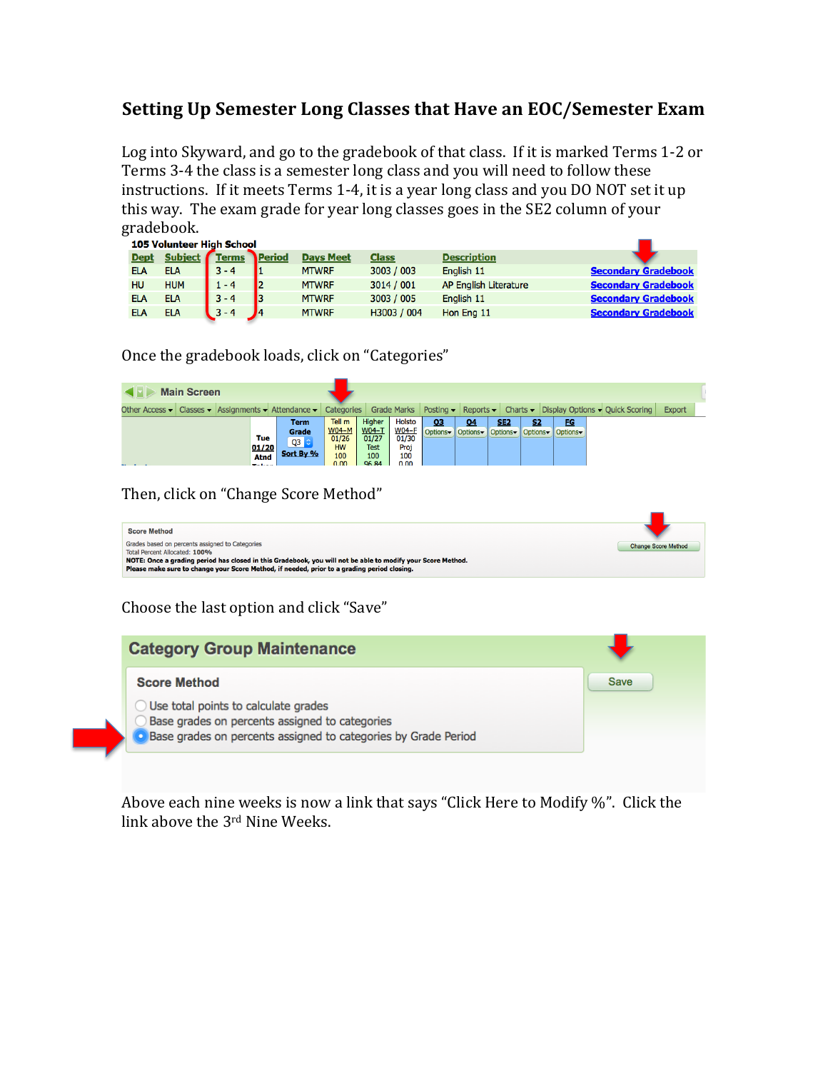## Setting Up Semester Long Classes that Have an EOC/Semester Exam

Log into Skyward, and go to the gradebook of that class. If it is marked Terms 1-2 or Terms 3-4 the class is a semester long class and you will need to follow these instructions. If it meets Terms 1-4, it is a year long class and you DO NOT set it up this way. The exam grade for year long classes goes in the SE2 column of your gradebook.

**105 Volunteer High School**

| Dept | Subject | Terms | Period | Days Meet | Class | Description | |
|---|---|---|---|---|---|---|---|
| ELA | ELA | 3 - 4 | 1 | MTWRF | 3003 / 003 | English 11 | Secondary Gradebook |
| HU | HUM | 1 - 4 | 2 | MTWRF | 3014 / 001 | AP English Literature | Secondary Gradebook |
| ELA | ELA | 3 - 4 | 3 | MTWRF | 3003 / 005 | English 11 | Secondary Gradebook |
| ELA | ELA | 3 - 4 | 4 | MTWRF | H3003 / 004 | Hon Eng 11 | Secondary Gradebook |

Once the gradebook loads, click on "Categories"

Then, click on "Change Score Method"

Choose the last option and click "Save"

**Category Group Maintenance**

**Score Method**

- Use total points to calculate grades
- Base grades on percents assigned to categories
- Base grades on percents assigned to categories by Grade Period

Above each nine weeks is now a link that says "Click Here to Modify %". Click the link above the 3rd Nine Weeks.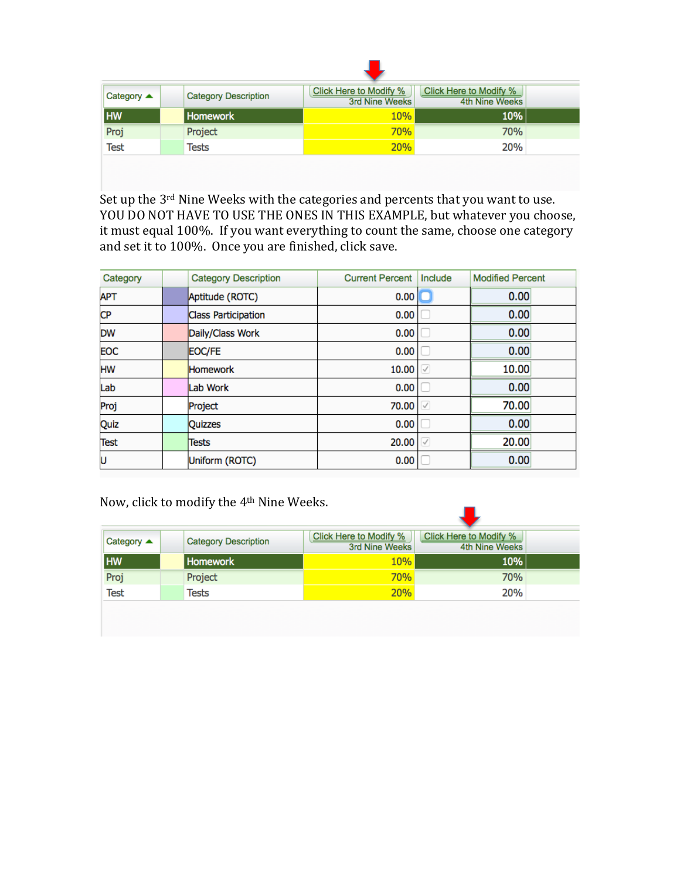| Category ▲ | | Category Description | Click Here to Modify % 3rd Nine Weeks | Click Here to Modify % 4th Nine Weeks |
|---|---|---|---|---|
| HW | | Homework | 10% | 10% |
| Proj | | Project | 70% | 70% |
| Test | | Tests | 20% | 20% |

Set up the 3rd Nine Weeks with the categories and percents that you want to use. YOU DO NOT HAVE TO USE THE ONES IN THIS EXAMPLE, but whatever you choose, it must equal 100%. If you want everything to count the same, choose one category and set it to 100%. Once you are finished, click save.

| Category | | Category Description | Current Percent | Include | Modified Percent |
|---|---|---|---|---|---|
| APT | | Aptitude (ROTC) | 0.00 | ☐ | 0.00 |
| CP | | Class Participation | 0.00 | ☐ | 0.00 |
| DW | | Daily/Class Work | 0.00 | ☐ | 0.00 |
| EOC | | EOC/FE | 0.00 | ☐ | 0.00 |
| HW | | Homework | 10.00 | ☑ | 10.00 |
| Lab | | Lab Work | 0.00 | ☐ | 0.00 |
| Proj | | Project | 70.00 | ☑ | 70.00 |
| Quiz | | Quizzes | 0.00 | ☐ | 0.00 |
| Test | | Tests | 20.00 | ☑ | 20.00 |
| U | | Uniform (ROTC) | 0.00 | ☐ | 0.00 |

Now, click to modify the 4th Nine Weeks.

| Category ▲ | | Category Description | Click Here to Modify % 3rd Nine Weeks | Click Here to Modify % 4th Nine Weeks |
|---|---|---|---|---|
| HW | | Homework | 10% | 10% |
| Proj | | Project | 70% | 70% |
| Test | | Tests | 20% | 20% |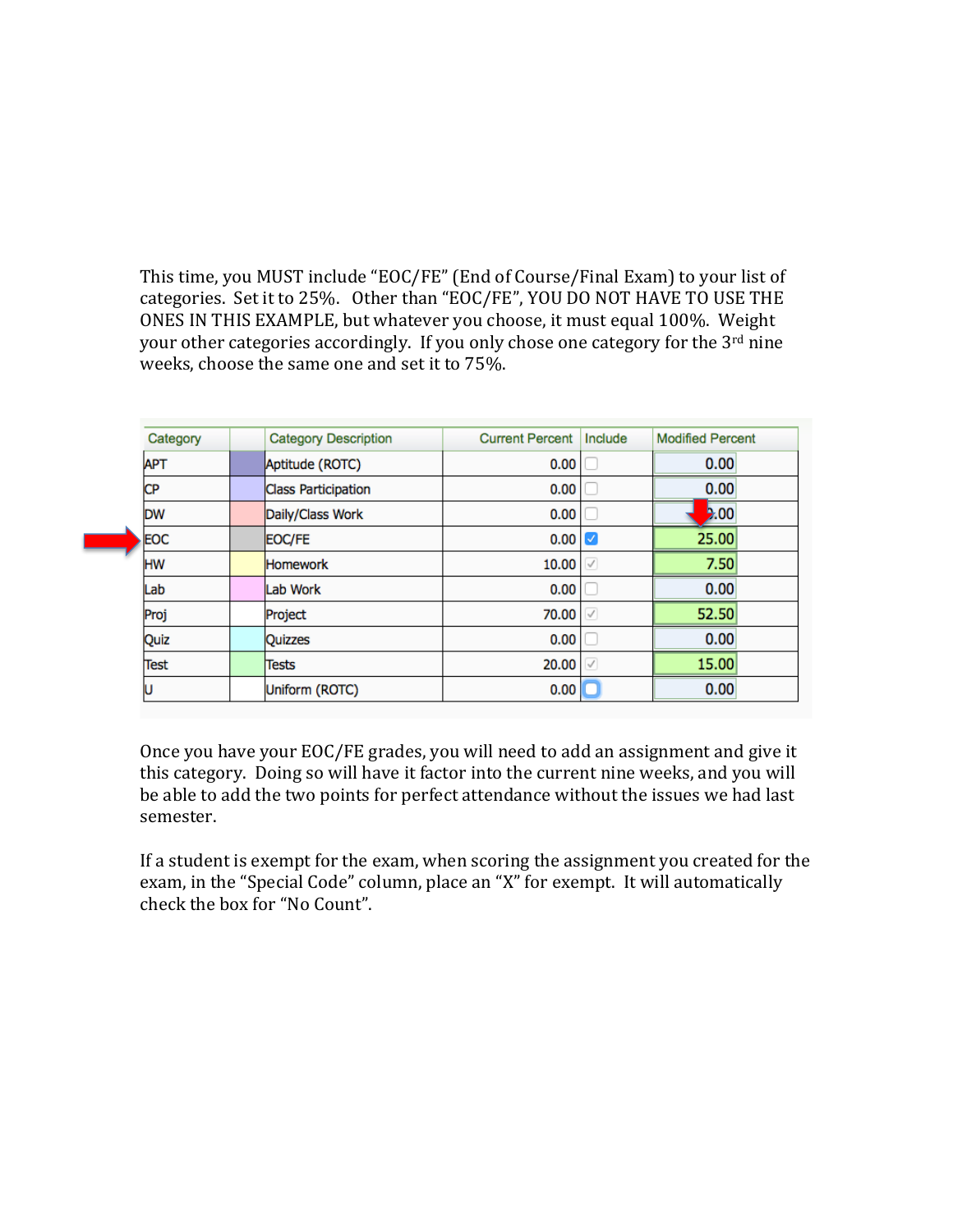This time, you MUST include "EOC/FE" (End of Course/Final Exam) to your list of categories. Set it to 25%. Other than "EOC/FE", YOU DO NOT HAVE TO USE THE ONES IN THIS EXAMPLE, but whatever you choose, it must equal 100%. Weight your other categories accordingly. If you only chose one category for the 3rd nine weeks, choose the same one and set it to 75%.

| Category | | Category Description | Current Percent | Include | Modified Percent |
|---|---|---|---|---|---|
| APT | | Aptitude (ROTC) | 0.00 | ☐ | 0.00 |
| CP | | Class Participation | 0.00 | ☐ | 0.00 |
| DW | | Daily/Class Work | 0.00 | ☐ | 0.00 |
| EOC | | EOC/FE | 0.00 | ☑ | 25.00 |
| HW | | Homework | 10.00 | ☑ | 7.50 |
| Lab | | Lab Work | 0.00 | ☐ | 0.00 |
| Proj | | Project | 70.00 | ☑ | 52.50 |
| Quiz | | Quizzes | 0.00 | ☐ | 0.00 |
| Test | | Tests | 20.00 | ☑ | 15.00 |
| U | | Uniform (ROTC) | 0.00 | ☐ | 0.00 |

Once you have your EOC/FE grades, you will need to add an assignment and give it this category. Doing so will have it factor into the current nine weeks, and you will be able to add the two points for perfect attendance without the issues we had last semester.

If a student is exempt for the exam, when scoring the assignment you created for the exam, in the "Special Code" column, place an "X" for exempt. It will automatically check the box for "No Count".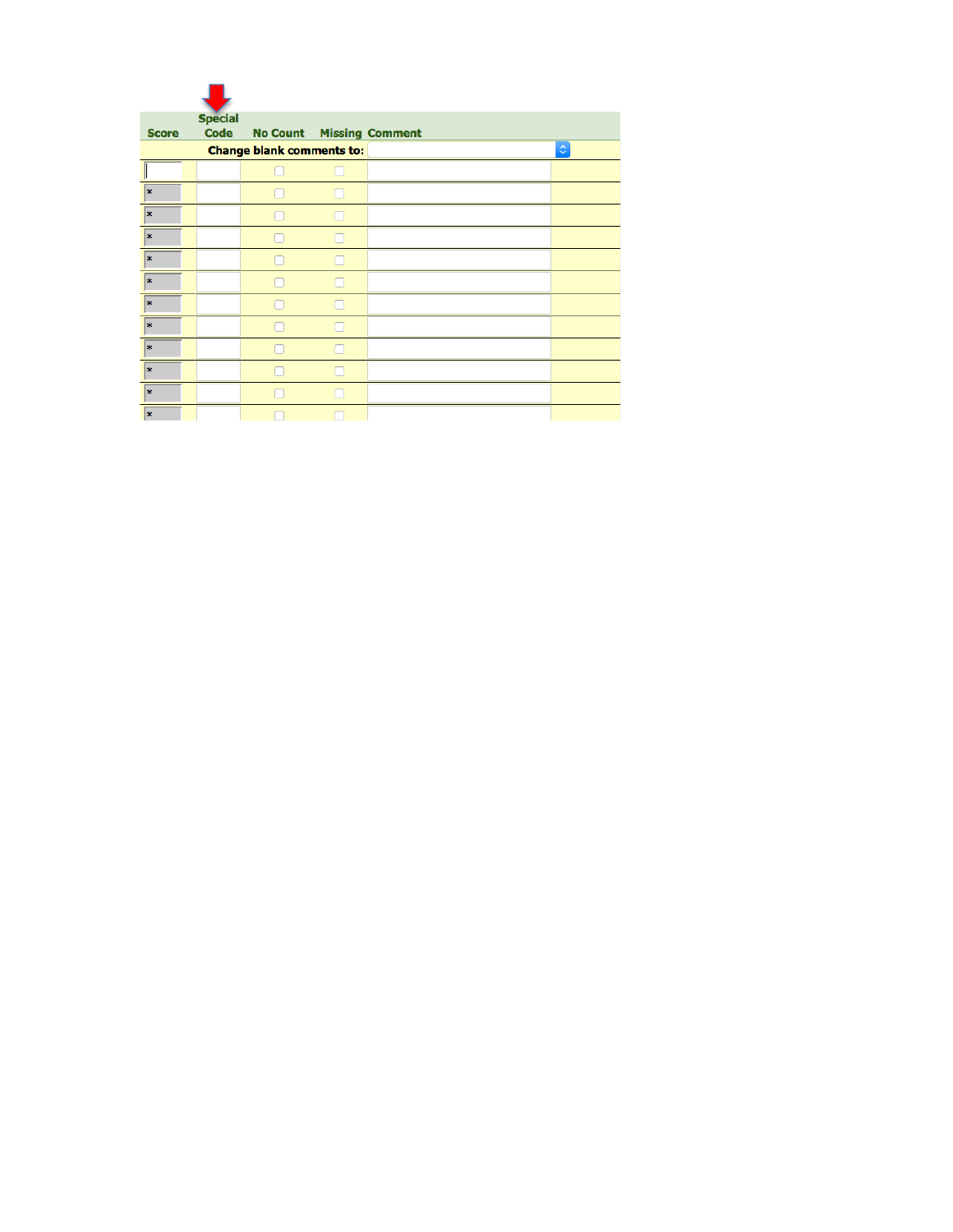| Score | Special Code | No Count | Missing | Comment |
| --- | --- | --- | --- | --- |
| | | Change blank comments to: | | |
| | | | | |
| * | | | | |
| * | | | | |
| * | | | | |
| * | | | | |
| * | | | | |
| * | | | | |
| * | | | | |
| * | | | | |
| * | | | | |
| * | | | | |
| * | | | | |